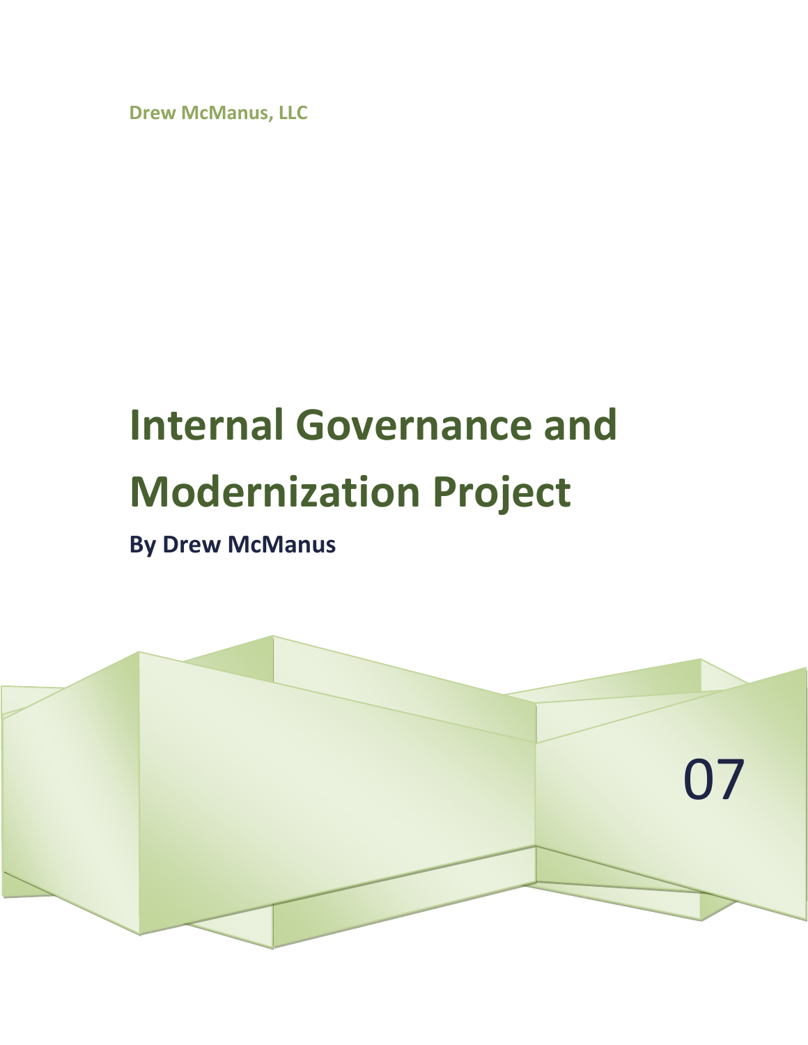Drew McManus, LLC

# Internal Governance and Modernization Project

**By Drew McManus**

07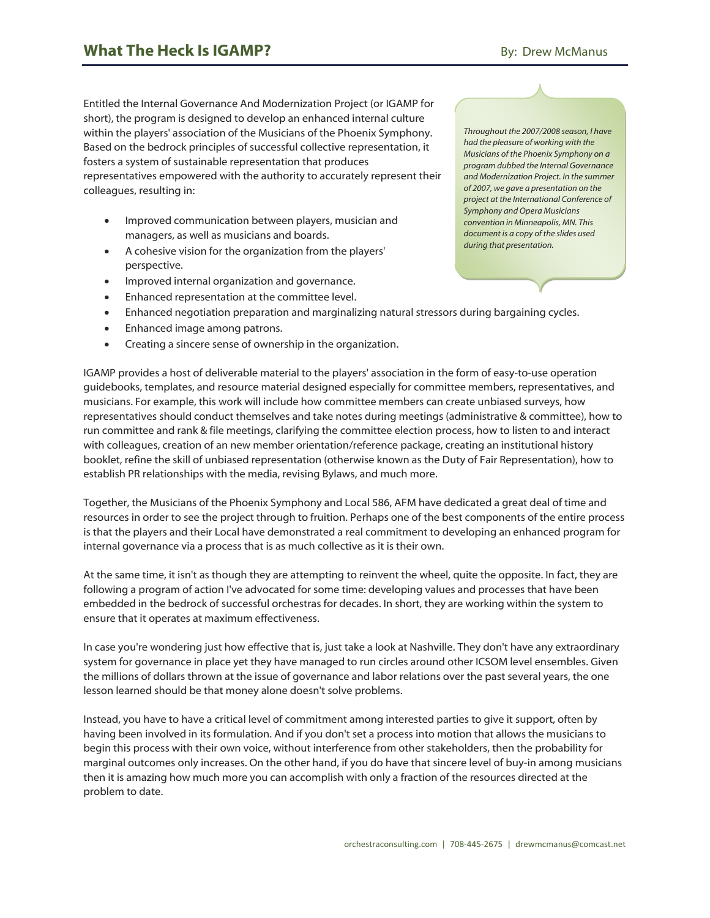# What The Heck Is IGAMP?

By: Drew McManus

*Throughout the 2007/2008 season, I have had the pleasure of working with the Musicians of the Phoenix Symphony on a program dubbed the Internal Governance and Modernization Project. In the summer of 2007, we gave a presentation on the project at the International Conference of Symphony and Opera Musicians convention in Minneapolis, MN. This document is a copy of the slides used during that presentation.*

Entitled the Internal Governance And Modernization Project (or IGAMP for short), the program is designed to develop an enhanced internal culture within the players' association of the Musicians of the Phoenix Symphony. Based on the bedrock principles of successful collective representation, it fosters a system of sustainable representation that produces representatives empowered with the authority to accurately represent their colleagues, resulting in:

- Improved communication between players, musician and managers, as well as musicians and boards.
- A cohesive vision for the organization from the players' perspective.
- Improved internal organization and governance.
- Enhanced representation at the committee level.
- Enhanced negotiation preparation and marginalizing natural stressors during bargaining cycles.
- Enhanced image among patrons.
- Creating a sincere sense of ownership in the organization.

IGAMP provides a host of deliverable material to the players' association in the form of easy-to-use operation guidebooks, templates, and resource material designed especially for committee members, representatives, and musicians. For example, this work will include how committee members can create unbiased surveys, how representatives should conduct themselves and take notes during meetings (administrative & committee), how to run committee and rank & file meetings, clarifying the committee election process, how to listen to and interact with colleagues, creation of an new member orientation/reference package, creating an institutional history booklet, refine the skill of unbiased representation (otherwise known as the Duty of Fair Representation), how to establish PR relationships with the media, revising Bylaws, and much more.

Together, the Musicians of the Phoenix Symphony and Local 586, AFM have dedicated a great deal of time and resources in order to see the project through to fruition. Perhaps one of the best components of the entire process is that the players and their Local have demonstrated a real commitment to developing an enhanced program for internal governance via a process that is as much collective as it is their own.

At the same time, it isn't as though they are attempting to reinvent the wheel, quite the opposite. In fact, they are following a program of action I've advocated for some time: developing values and processes that have been embedded in the bedrock of successful orchestras for decades. In short, they are working within the system to ensure that it operates at maximum effectiveness.

In case you're wondering just how effective that is, just take a look at Nashville. They don't have any extraordinary system for governance in place yet they have managed to run circles around other ICSOM level ensembles. Given the millions of dollars thrown at the issue of governance and labor relations over the past several years, the one lesson learned should be that money alone doesn't solve problems.

Instead, you have to have a critical level of commitment among interested parties to give it support, often by having been involved in its formulation. And if you don't set a process into motion that allows the musicians to begin this process with their own voice, without interference from other stakeholders, then the probability for marginal outcomes only increases. On the other hand, if you do have that sincere level of buy-in among musicians then it is amazing how much more you can accomplish with only a fraction of the resources directed at the problem to date.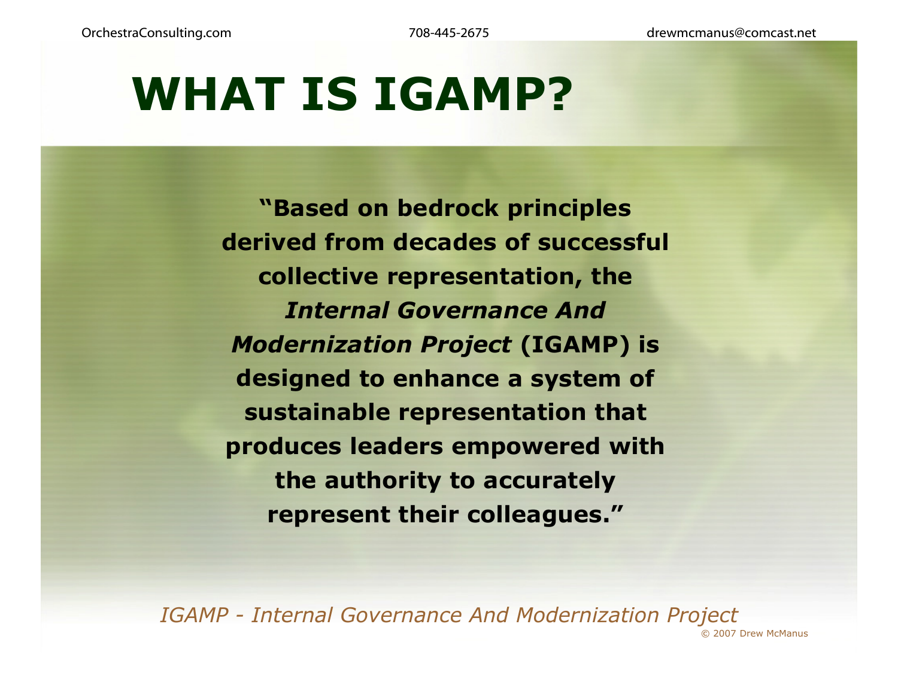# WHAT IS IGAMP?

**"Based on bedrock principles derived from decades of successful collective representation, the *Internal Governance And Modernization Project* (IGAMP) is designed to enhance a system of sustainable representation that produces leaders empowered with the authority to accurately represent their colleagues."**

*IGAMP - Internal Governance And Modernization Project*

© 2007 Drew McManus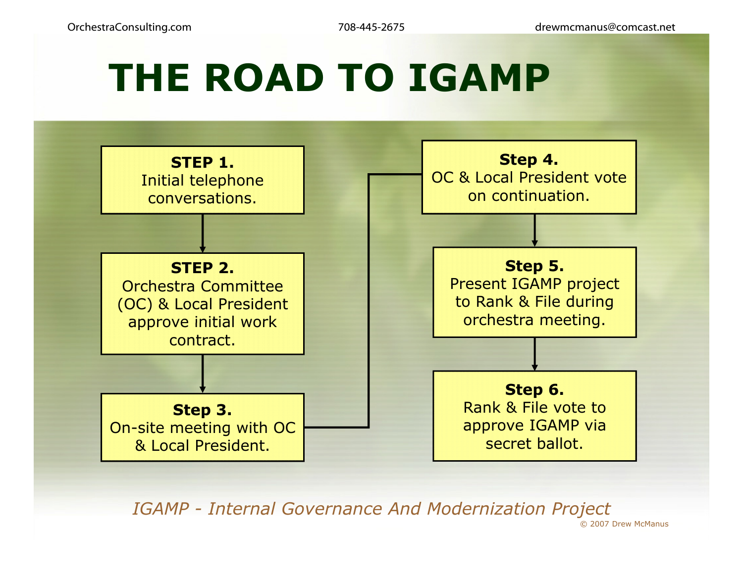# THE ROAD TO IGAMP

**STEP 1.**
Initial telephone conversations.

**STEP 2.**
Orchestra Committee (OC) & Local President approve initial work contract.

**Step 3.**
On-site meeting with OC & Local President.

**Step 4.**
OC & Local President vote on continuation.

**Step 5.**
Present IGAMP project to Rank & File during orchestra meeting.

**Step 6.**
Rank & File vote to approve IGAMP via secret ballot.

*IGAMP - Internal Governance And Modernization Project*

© 2007 Drew McManus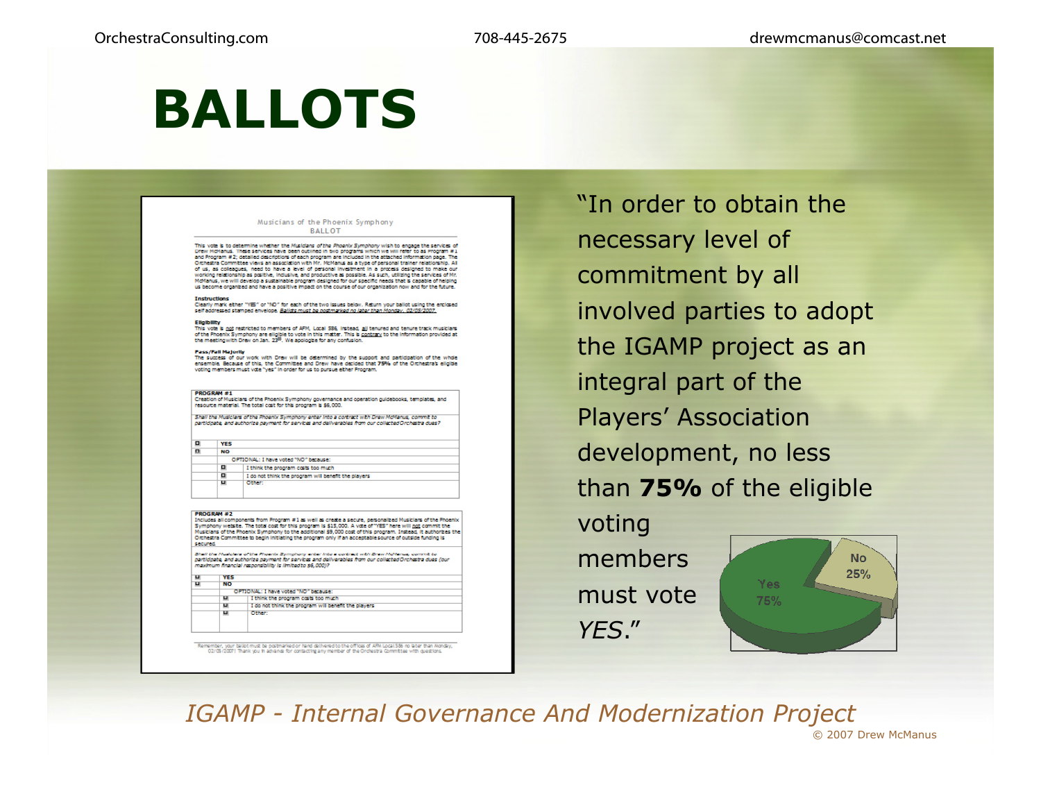# BALLOTS

Musicians of the Phoenix Symphony
BALLOT

This vote is to determine whether the *Musicians of the Phoenix Symphony* wish to engage the services of Drew McManus. These services have been outlined in two programs which we will refer to as Program #1 and Program #2; detailed descriptions of each program are included in the attached information page. The Orchestra Committee views an association with Mr. McManus as a type of personal trainer relationship. All of us, as colleagues, need to have a level of personal investment in a process designed to make our working relationship as positive, inclusive, and productive as possible. As such, utilizing the services of Mr. McManus, we will develop a sustainable program designed for our specific needs that is capable of helping us become organized and have a positive impact on the course of our organization now and for the future.

**Instructions**
Clearly mark either "YES" or "NO" for each of the two issues below. Return your ballot using the enclosed self addressed stamped envelope. *Ballots must be postmarked no later than Monday, 02/05/2007.*

**Eligibility**
This vote is not restricted to members of AFM, Local 586. Instead, all tenured and tenure track musicians of the Phoenix Symphony are eligible to vote in this matter. This is contrary to the information provided at the meeting with Drew on Jan. 23rd. We apologize for any confusion.

**Pass/Fail Majority**
The success of our work with Drew will be determined by the support and participation of the whole ensemble. Because of this, the Committee and Drew have decided that 75% of the Orchestra's eligible voting members must vote "yes" in order for us to pursue either Program.

**PROGRAM #1**
Creation of Musicians of the Phoenix Symphony governance and operation guidebooks, templates, and resource material. The total cost for this program is $6,000.

*Shall the Musicians of the Phoenix Symphony enter into a contract with Drew McManus, commit to participate, and authorize payment for services and deliverables from our collected Orchestra dues?*

- ☐ YES
- ☐ NO
  - OPTIONAL: I have voted "NO" because:
  - ☐ I think the program costs too much
  - ☐ I do not think the program will benefit the players
  - ☐ Other:

**PROGRAM #2**
Includes all components from Program #1 as well as create a secure, personalized Musicians of the Phoenix Symphony website. The total cost for this program is $15,000. A vote of "YES" here will not commit the Musicians of the Phoenix Symphony to the additional $9,000 cost of this program. Instead, it authorizes the Orchestra Committee to begin initiating the program only if an acceptable source of outside funding is secured.

*Shall the Musicians of the Phoenix Symphony enter into a contract with Drew McManus, commit to participate, and authorize payment for services and deliverables from our collected Orchestra dues (our maximum financial responsibility is limited to $6,000)?*

- ☐ YES
- ☐ NO
  - OPTIONAL: I have voted "NO" because:
  - ☐ I think the program costs too much
  - ☐ I do not think the program will benefit the players
  - ☐ Other:

Remember, your ballot must be postmarked or hand delivered to the offices of AFM Local 586 no later than Monday, 02/05/2007! Thank you in advance for contacting any member of the Orchestra Committee with questions.

"In order to obtain the necessary level of commitment by all involved parties to adopt the IGAMP project as an integral part of the Players' Association development, no less than **75%** of the eligible voting members must vote *YES*."

Yes 75%
No 25%

*IGAMP - Internal Governance And Modernization Project*

© 2007 Drew McManus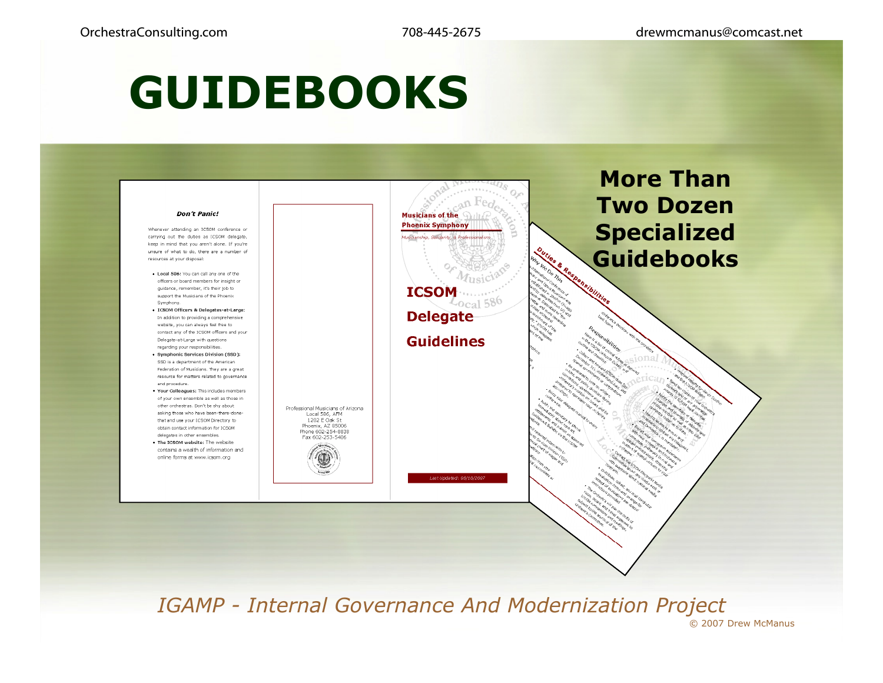# GUIDEBOOKS

**Don't Panic!**

Whenever attending an ICSOM conference or carrying out the duties as ICSOM delegate, keep in mind that you aren't alone. If you're unsure of what to do, there are a number of resources at your disposal:

- **Local 586:** You can call any one of the officers or board members for insight or guidance, remember, it's their job to support the Musicians of the Phoenix Symphony.
- **ICSOM Officers & Delegates-at-Large:** In addition to providing a comprehensive website, you can always feel free to contact any of the ICSOM officers and your Delegate-at-Large with questions regarding your responsibilities.
- **Symphonic Services Division (SSD):** SSD is a department of the American Federation of Musicians. They are a great resource for matters related to governance and procedure.
- **Your Colleagues:** This includes members of your own ensemble as well as those in other orchestras. Don't be shy about asking those who have been-there-done-that and use your ICSOM Directory to obtain contact information for ICSOM delegates in other ensembles.
- **The ICSOM website:** The website contains a wealth of information and online forms at www.icsom.org

Professional Musicians of Arizona
Local 586, AFM
1202 E Oak St
Phoenix, AZ 85006
Phone 602-254-8838
Fax 602-253-5406

**Musicians of the Phoenix Symphony**

*Musicianship, Solidarity, & Professionalism*

**ICSOM Delegate Guidelines**

*Last Updated: 08/10/2007*

**Duties & Responsibilities**

## More Than Two Dozen Specialized Guidebooks

*IGAMP - Internal Governance And Modernization Project*

© 2007 Drew McManus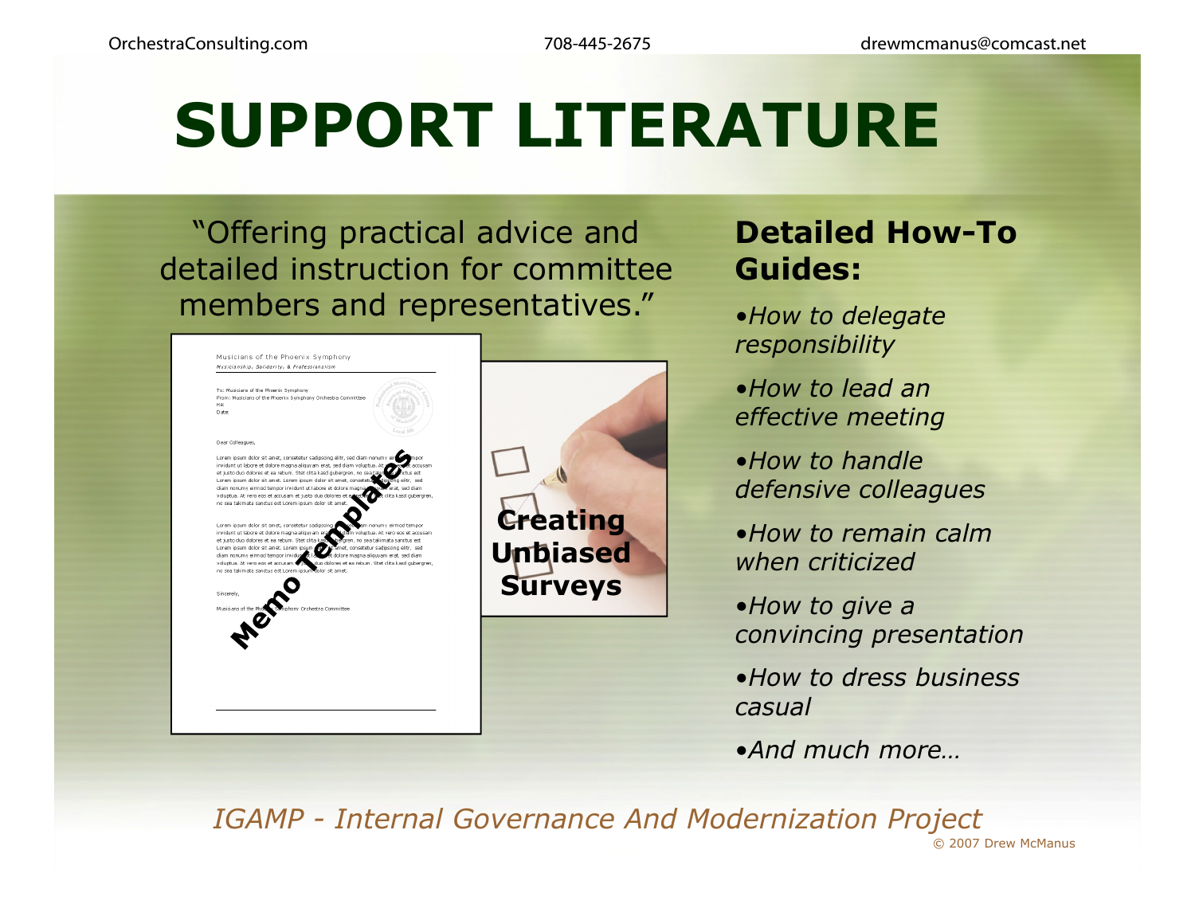# SUPPORT LITERATURE

"Offering practical advice and detailed instruction for committee members and representatives."

Memo Templates

Creating Unbiased Surveys

## Detailed How-To Guides:

- *How to delegate responsibility*
- *How to lead an effective meeting*
- *How to handle defensive colleagues*
- *How to remain calm when criticized*
- *How to give a convincing presentation*
- *How to dress business casual*
- *And much more…*

*IGAMP - Internal Governance And Modernization Project*

© 2007 Drew McManus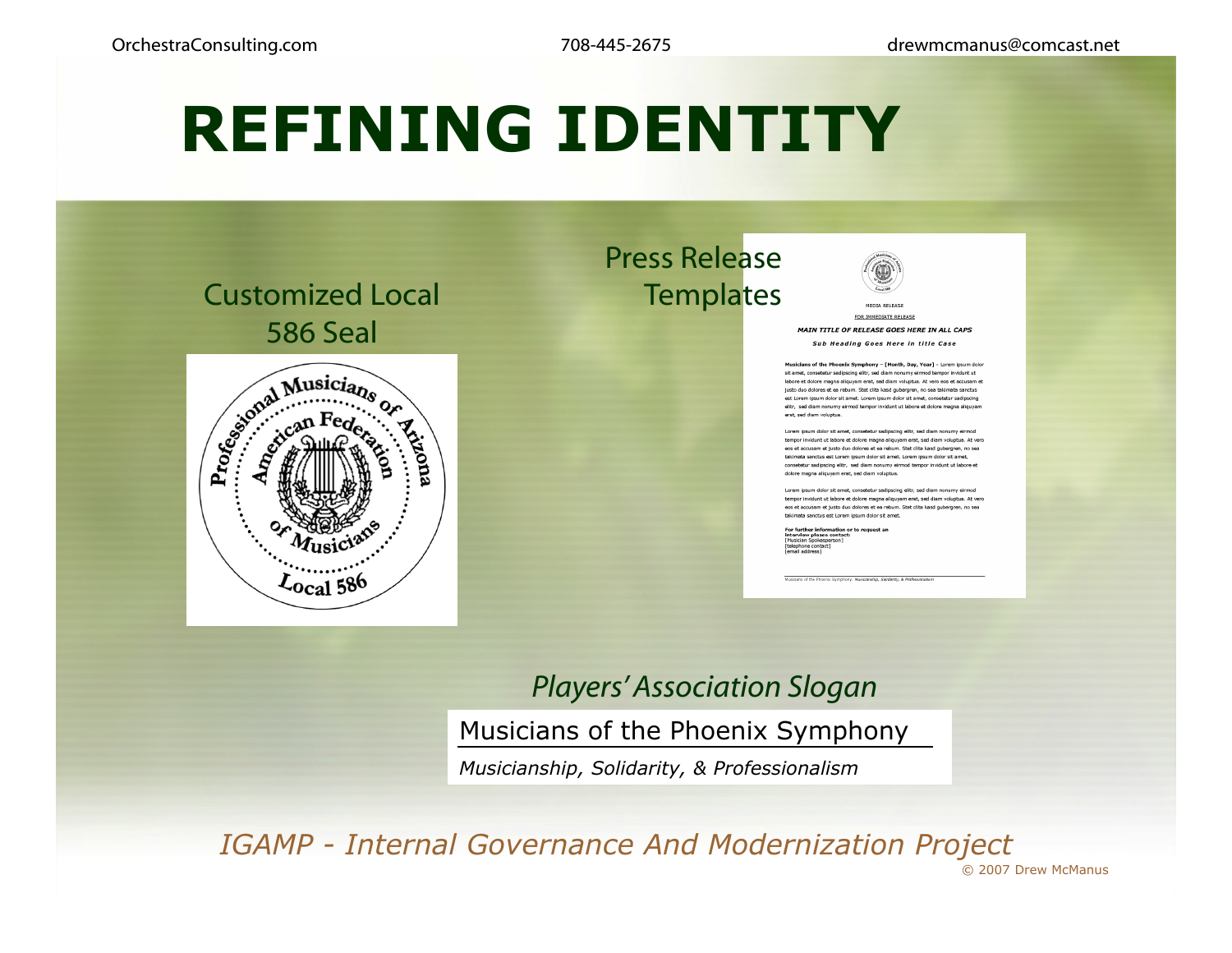# REFINING IDENTITY

Customized Local 586 Seal

Press Release Templates

MEDIA RELEASE

FOR IMMEDIATE RELEASE

MAIN TITLE OF RELEASE GOES HERE IN ALL CAPS

Sub Heading Goes Here in title Case

*Players' Association Slogan*

Musicians of the Phoenix Symphony

*Musicianship, Solidarity, & Professionalism*

*IGAMP - Internal Governance And Modernization Project*

© 2007 Drew McManus